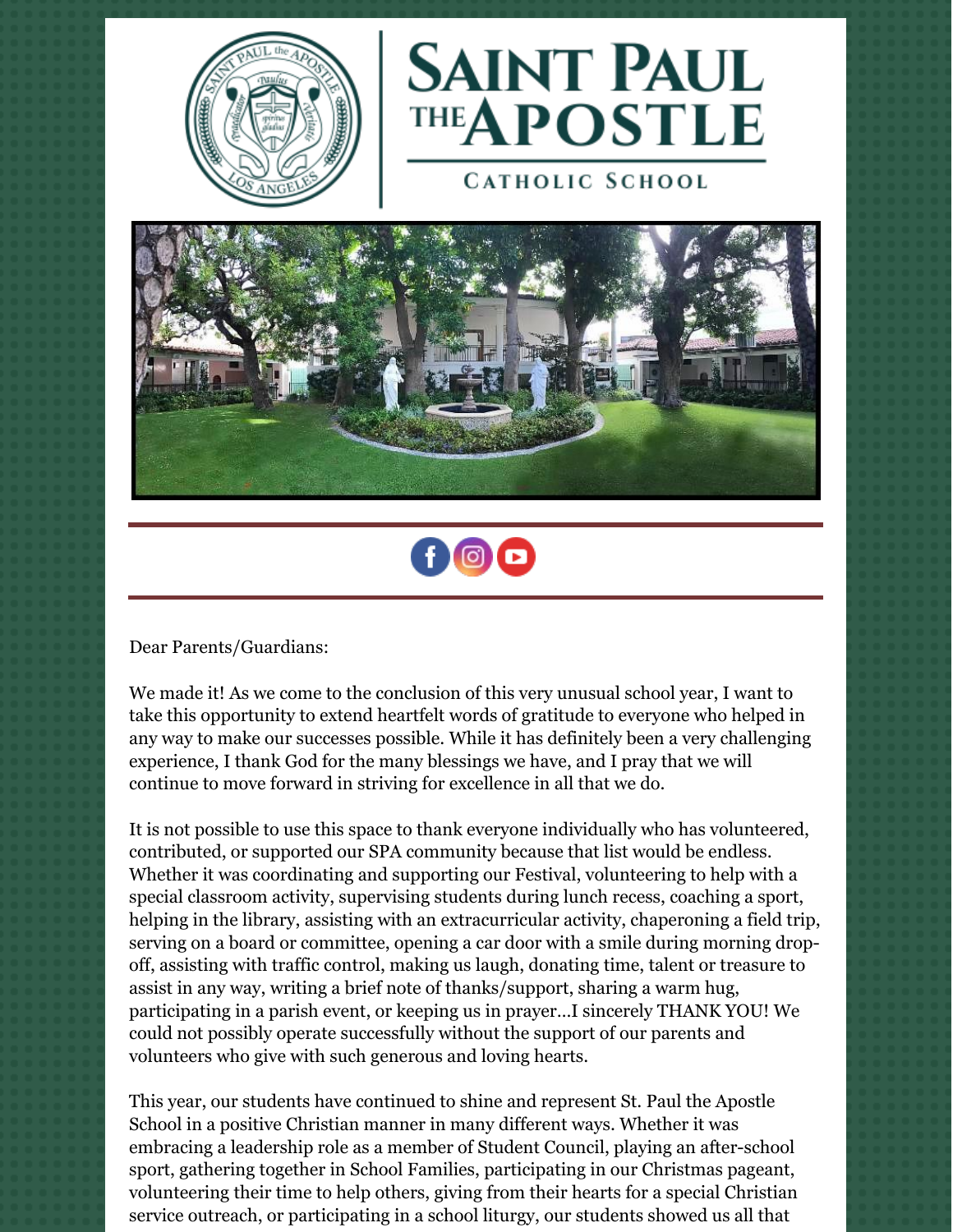# SAINT PAUL THE APOSTLE

CATHOLIC SCHOOL

Dear Parents/Guardians:

We made it! As we come to the conclusion of this very unusual school year, I want to take this opportunity to extend heartfelt words of gratitude to everyone who helped in any way to make our successes possible. While it has definitely been a very challenging experience, I thank God for the many blessings we have, and I pray that we will continue to move forward in striving for excellence in all that we do.

It is not possible to use this space to thank everyone individually who has volunteered, contributed, or supported our SPA community because that list would be endless. Whether it was coordinating and supporting our Festival, volunteering to help with a special classroom activity, supervising students during lunch recess, coaching a sport, helping in the library, assisting with an extracurricular activity, chaperoning a field trip, serving on a board or committee, opening a car door with a smile during morning drop-off, assisting with traffic control, making us laugh, donating time, talent or treasure to assist in any way, writing a brief note of thanks/support, sharing a warm hug, participating in a parish event, or keeping us in prayer…I sincerely THANK YOU! We could not possibly operate successfully without the support of our parents and volunteers who give with such generous and loving hearts.

This year, our students have continued to shine and represent St. Paul the Apostle School in a positive Christian manner in many different ways. Whether it was embracing a leadership role as a member of Student Council, playing an after-school sport, gathering together in School Families, participating in our Christmas pageant, volunteering their time to help others, giving from their hearts for a special Christian service outreach, or participating in a school liturgy, our students showed us all that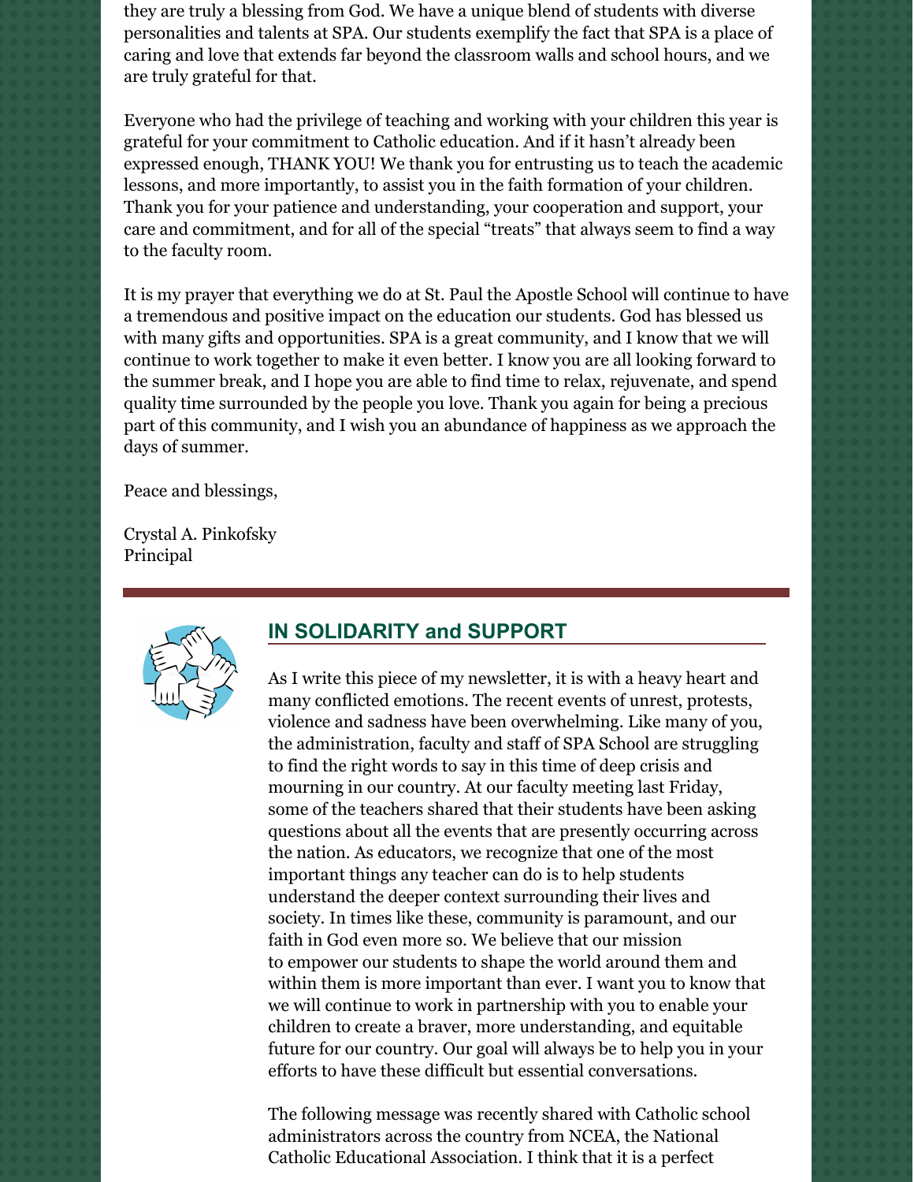they are truly a blessing from God. We have a unique blend of students with diverse personalities and talents at SPA. Our students exemplify the fact that SPA is a place of caring and love that extends far beyond the classroom walls and school hours, and we are truly grateful for that.

Everyone who had the privilege of teaching and working with your children this year is grateful for your commitment to Catholic education. And if it hasn't already been expressed enough, THANK YOU! We thank you for entrusting us to teach the academic lessons, and more importantly, to assist you in the faith formation of your children. Thank you for your patience and understanding, your cooperation and support, your care and commitment, and for all of the special "treats" that always seem to find a way to the faculty room.

It is my prayer that everything we do at St. Paul the Apostle School will continue to have a tremendous and positive impact on the education our students. God has blessed us with many gifts and opportunities. SPA is a great community, and I know that we will continue to work together to make it even better. I know you are all looking forward to the summer break, and I hope you are able to find time to relax, rejuvenate, and spend quality time surrounded by the people you love. Thank you again for being a precious part of this community, and I wish you an abundance of happiness as we approach the days of summer.

Peace and blessings,

Crystal A. Pinkofsky
Principal

## IN SOLIDARITY and SUPPORT

As I write this piece of my newsletter, it is with a heavy heart and many conflicted emotions. The recent events of unrest, protests, violence and sadness have been overwhelming. Like many of you, the administration, faculty and staff of SPA School are struggling to find the right words to say in this time of deep crisis and mourning in our country. At our faculty meeting last Friday, some of the teachers shared that their students have been asking questions about all the events that are presently occurring across the nation. As educators, we recognize that one of the most important things any teacher can do is to help students understand the deeper context surrounding their lives and society. In times like these, community is paramount, and our faith in God even more so. We believe that our mission to empower our students to shape the world around them and within them is more important than ever. I want you to know that we will continue to work in partnership with you to enable your children to create a braver, more understanding, and equitable future for our country. Our goal will always be to help you in your efforts to have these difficult but essential conversations.

The following message was recently shared with Catholic school administrators across the country from NCEA, the National Catholic Educational Association. I think that it is a perfect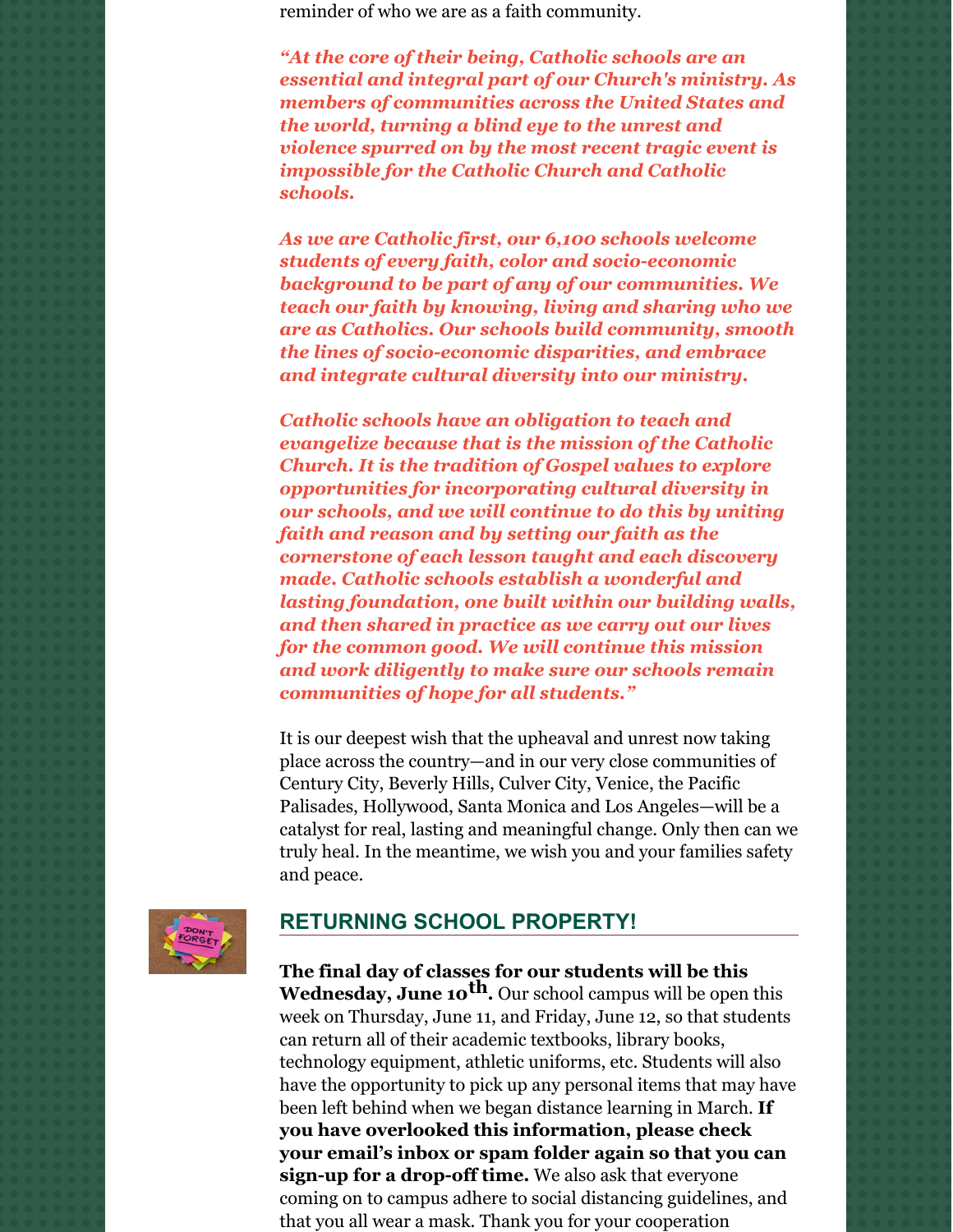reminder of who we are as a faith community.

***"At the core of their being, Catholic schools are an essential and integral part of our Church's ministry. As members of communities across the United States and the world, turning a blind eye to the unrest and violence spurred on by the most recent tragic event is impossible for the Catholic Church and Catholic schools.***

***As we are Catholic first, our 6,100 schools welcome students of every faith, color and socio-economic background to be part of any of our communities. We teach our faith by knowing, living and sharing who we are as Catholics. Our schools build community, smooth the lines of socio-economic disparities, and embrace and integrate cultural diversity into our ministry.***

***Catholic schools have an obligation to teach and evangelize because that is the mission of the Catholic Church. It is the tradition of Gospel values to explore opportunities for incorporating cultural diversity in our schools, and we will continue to do this by uniting faith and reason and by setting our faith as the cornerstone of each lesson taught and each discovery made. Catholic schools establish a wonderful and lasting foundation, one built within our building walls, and then shared in practice as we carry out our lives for the common good. We will continue this mission and work diligently to make sure our schools remain communities of hope for all students."***

It is our deepest wish that the upheaval and unrest now taking place across the country—and in our very close communities of Century City, Beverly Hills, Culver City, Venice, the Pacific Palisades, Hollywood, Santa Monica and Los Angeles—will be a catalyst for real, lasting and meaningful change. Only then can we truly heal. In the meantime, we wish you and your families safety and peace.

## RETURNING SCHOOL PROPERTY!

**The final day of classes for our students will be this Wednesday, June 10th.** Our school campus will be open this week on Thursday, June 11, and Friday, June 12, so that students can return all of their academic textbooks, library books, technology equipment, athletic uniforms, etc. Students will also have the opportunity to pick up any personal items that may have been left behind when we began distance learning in March. **If you have overlooked this information, please check your email's inbox or spam folder again so that you can sign-up for a drop-off time.** We also ask that everyone coming on to campus adhere to social distancing guidelines, and that you all wear a mask. Thank you for your cooperation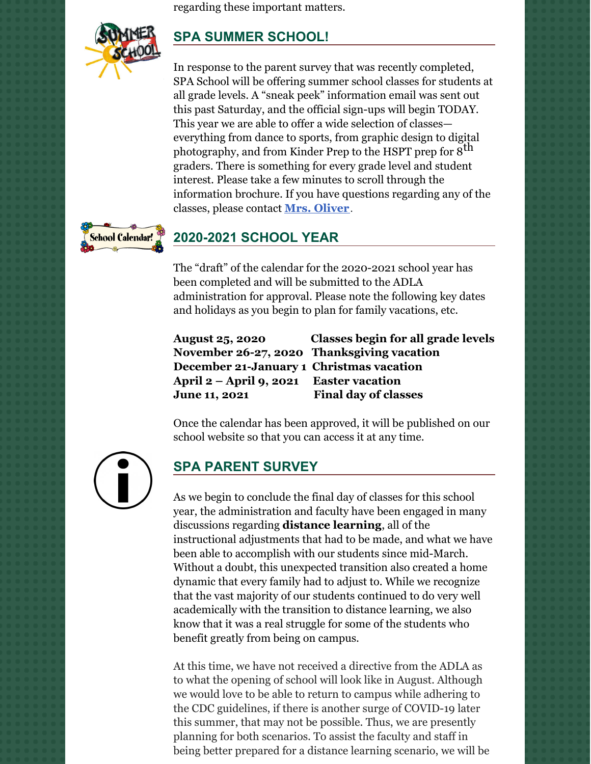regarding these important matters.

## SPA SUMMER SCHOOL!

In response to the parent survey that was recently completed, SPA School will be offering summer school classes for students at all grade levels. A "sneak peek" information email was sent out this past Saturday, and the official sign-ups will begin TODAY. This year we are able to offer a wide selection of classes—everything from dance to sports, from graphic design to digital photography, and from Kinder Prep to the HSPT prep for 8th graders. There is something for every grade level and student interest. Please take a few minutes to scroll through the information brochure. If you have questions regarding any of the classes, please contact **Mrs. Oliver**.

## 2020-2021 SCHOOL YEAR

The "draft" of the calendar for the 2020-2021 school year has been completed and will be submitted to the ADLA administration for approval. Please note the following key dates and holidays as you begin to plan for family vacations, etc.

| | |
|---|---|
| **August 25, 2020** | **Classes begin for all grade levels** |
| **November 26-27, 2020** | **Thanksgiving vacation** |
| **December 21-January 1** | **Christmas vacation** |
| **April 2 – April 9, 2021** | **Easter vacation** |
| **June 11, 2021** | **Final day of classes** |

Once the calendar has been approved, it will be published on our school website so that you can access it at any time.

## SPA PARENT SURVEY

As we begin to conclude the final day of classes for this school year, the administration and faculty have been engaged in many discussions regarding **distance learning**, all of the instructional adjustments that had to be made, and what we have been able to accomplish with our students since mid-March. Without a doubt, this unexpected transition also created a home dynamic that every family had to adjust to. While we recognize that the vast majority of our students continued to do very well academically with the transition to distance learning, we also know that it was a real struggle for some of the students who benefit greatly from being on campus.

At this time, we have not received a directive from the ADLA as to what the opening of school will look like in August. Although we would love to be able to return to campus while adhering to the CDC guidelines, if there is another surge of COVID-19 later this summer, that may not be possible. Thus, we are presently planning for both scenarios. To assist the faculty and staff in being better prepared for a distance learning scenario, we will be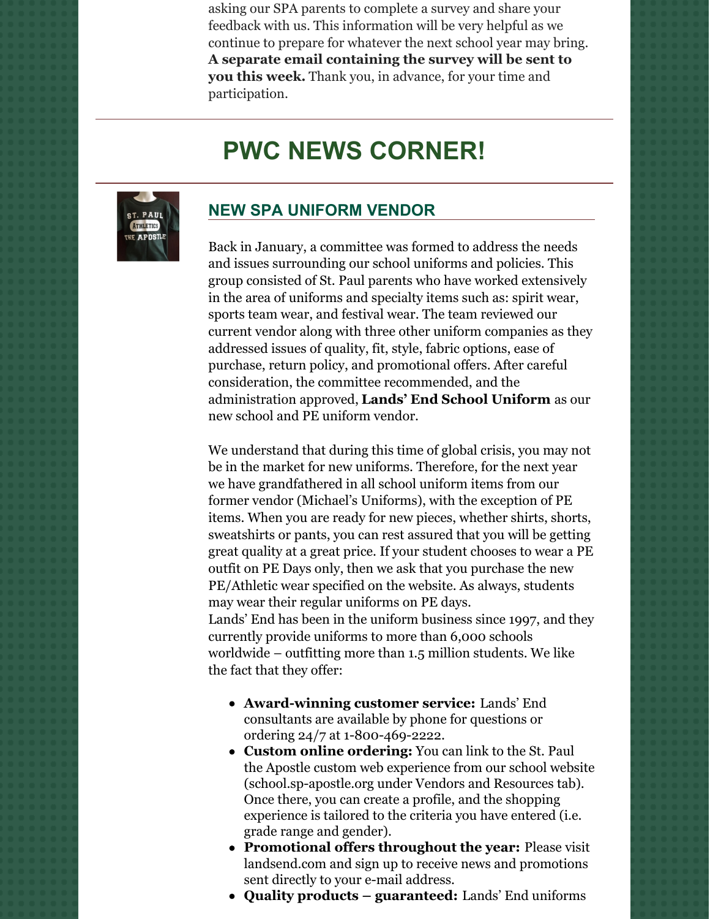asking our SPA parents to complete a survey and share your feedback with us. This information will be very helpful as we continue to prepare for whatever the next school year may bring. **A separate email containing the survey will be sent to you this week.** Thank you, in advance, for your time and participation.

# PWC NEWS CORNER!

## NEW SPA UNIFORM VENDOR

Back in January, a committee was formed to address the needs and issues surrounding our school uniforms and policies. This group consisted of St. Paul parents who have worked extensively in the area of uniforms and specialty items such as: spirit wear, sports team wear, and festival wear. The team reviewed our current vendor along with three other uniform companies as they addressed issues of quality, fit, style, fabric options, ease of purchase, return policy, and promotional offers. After careful consideration, the committee recommended, and the administration approved, **Lands' End School Uniform** as our new school and PE uniform vendor.

We understand that during this time of global crisis, you may not be in the market for new uniforms. Therefore, for the next year we have grandfathered in all school uniform items from our former vendor (Michael's Uniforms), with the exception of PE items. When you are ready for new pieces, whether shirts, shorts, sweatshirts or pants, you can rest assured that you will be getting great quality at a great price. If your student chooses to wear a PE outfit on PE Days only, then we ask that you purchase the new PE/Athletic wear specified on the website. As always, students may wear their regular uniforms on PE days.
Lands' End has been in the uniform business since 1997, and they currently provide uniforms to more than 6,000 schools worldwide – outfitting more than 1.5 million students. We like the fact that they offer:

- **Award-winning customer service:** Lands' End consultants are available by phone for questions or ordering 24/7 at 1-800-469-2222.
- **Custom online ordering:** You can link to the St. Paul the Apostle custom web experience from our school website (school.sp-apostle.org under Vendors and Resources tab). Once there, you can create a profile, and the shopping experience is tailored to the criteria you have entered (i.e. grade range and gender).
- **Promotional offers throughout the year:** Please visit landsend.com and sign up to receive news and promotions sent directly to your e-mail address.
- **Quality products – guaranteed:** Lands' End uniforms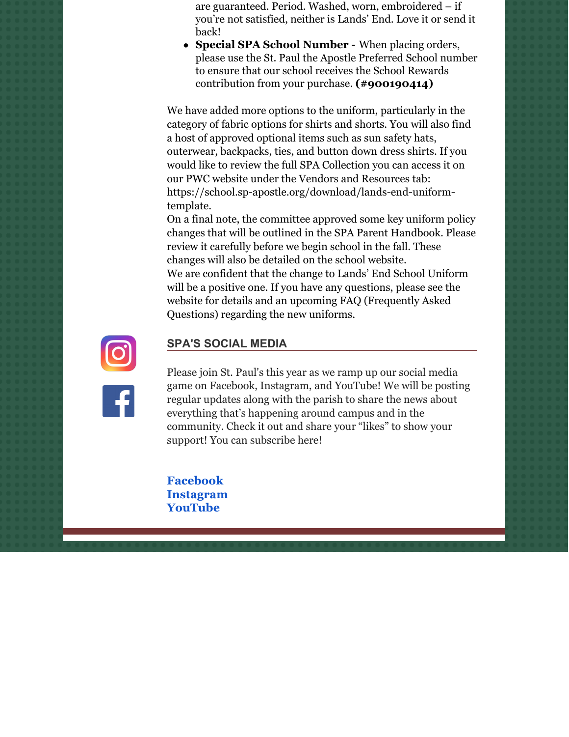are guaranteed. Period. Washed, worn, embroidered – if you're not satisfied, neither is Lands' End. Love it or send it back!

- **Special SPA School Number -** When placing orders, please use the St. Paul the Apostle Preferred School number to ensure that our school receives the School Rewards contribution from your purchase. **(#900190414)**

We have added more options to the uniform, particularly in the category of fabric options for shirts and shorts. You will also find a host of approved optional items such as sun safety hats, outerwear, backpacks, ties, and button down dress shirts. If you would like to review the full SPA Collection you can access it on our PWC website under the Vendors and Resources tab: https://school.sp-apostle.org/download/lands-end-uniform-template.

On a final note, the committee approved some key uniform policy changes that will be outlined in the SPA Parent Handbook. Please review it carefully before we begin school in the fall. These changes will also be detailed on the school website.

We are confident that the change to Lands' End School Uniform will be a positive one. If you have any questions, please see the website for details and an upcoming FAQ (Frequently Asked Questions) regarding the new uniforms.

## SPA'S SOCIAL MEDIA

Please join St. Paul's this year as we ramp up our social media game on Facebook, Instagram, and YouTube! We will be posting regular updates along with the parish to share the news about everything that's happening around campus and in the community. Check it out and share your "likes" to show your support! You can subscribe here!

**Facebook**
**Instagram**
**YouTube**